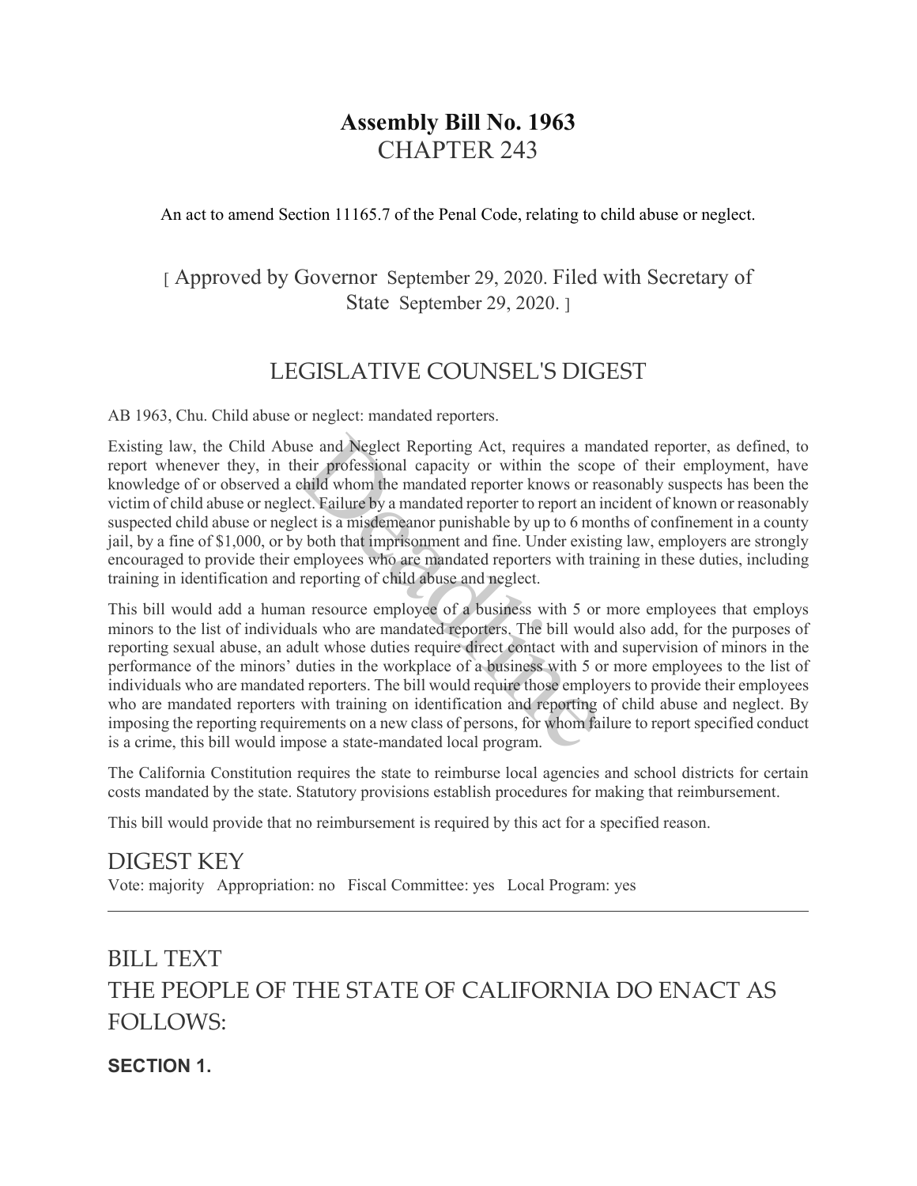# Assembly Bill No. 1963
## CHAPTER 243

An act to amend Section 11165.7 of the Penal Code, relating to child abuse or neglect.

[ Approved by Governor September 29, 2020. Filed with Secretary of State September 29, 2020. ]

## LEGISLATIVE COUNSEL'S DIGEST

AB 1963, Chu. Child abuse or neglect: mandated reporters.

Existing law, the Child Abuse and Neglect Reporting Act, requires a mandated reporter, as defined, to report whenever they, in their professional capacity or within the scope of their employment, have knowledge of or observed a child whom the mandated reporter knows or reasonably suspects has been the victim of child abuse or neglect. Failure by a mandated reporter to report an incident of known or reasonably suspected child abuse or neglect is a misdemeanor punishable by up to 6 months of confinement in a county jail, by a fine of $1,000, or by both that imprisonment and fine. Under existing law, employers are strongly encouraged to provide their employees who are mandated reporters with training in these duties, including training in identification and reporting of child abuse and neglect.

This bill would add a human resource employee of a business with 5 or more employees that employs minors to the list of individuals who are mandated reporters. The bill would also add, for the purposes of reporting sexual abuse, an adult whose duties require direct contact with and supervision of minors in the performance of the minors' duties in the workplace of a business with 5 or more employees to the list of individuals who are mandated reporters. The bill would require those employers to provide their employees who are mandated reporters with training on identification and reporting of child abuse and neglect. By imposing the reporting requirements on a new class of persons, for whom failure to report specified conduct is a crime, this bill would impose a state-mandated local program.

The California Constitution requires the state to reimburse local agencies and school districts for certain costs mandated by the state. Statutory provisions establish procedures for making that reimbursement.

This bill would provide that no reimbursement is required by this act for a specified reason.

## DIGEST KEY

Vote: majority Appropriation: no Fiscal Committee: yes Local Program: yes

---

## BILL TEXT
## THE PEOPLE OF THE STATE OF CALIFORNIA DO ENACT AS FOLLOWS:

### SECTION 1.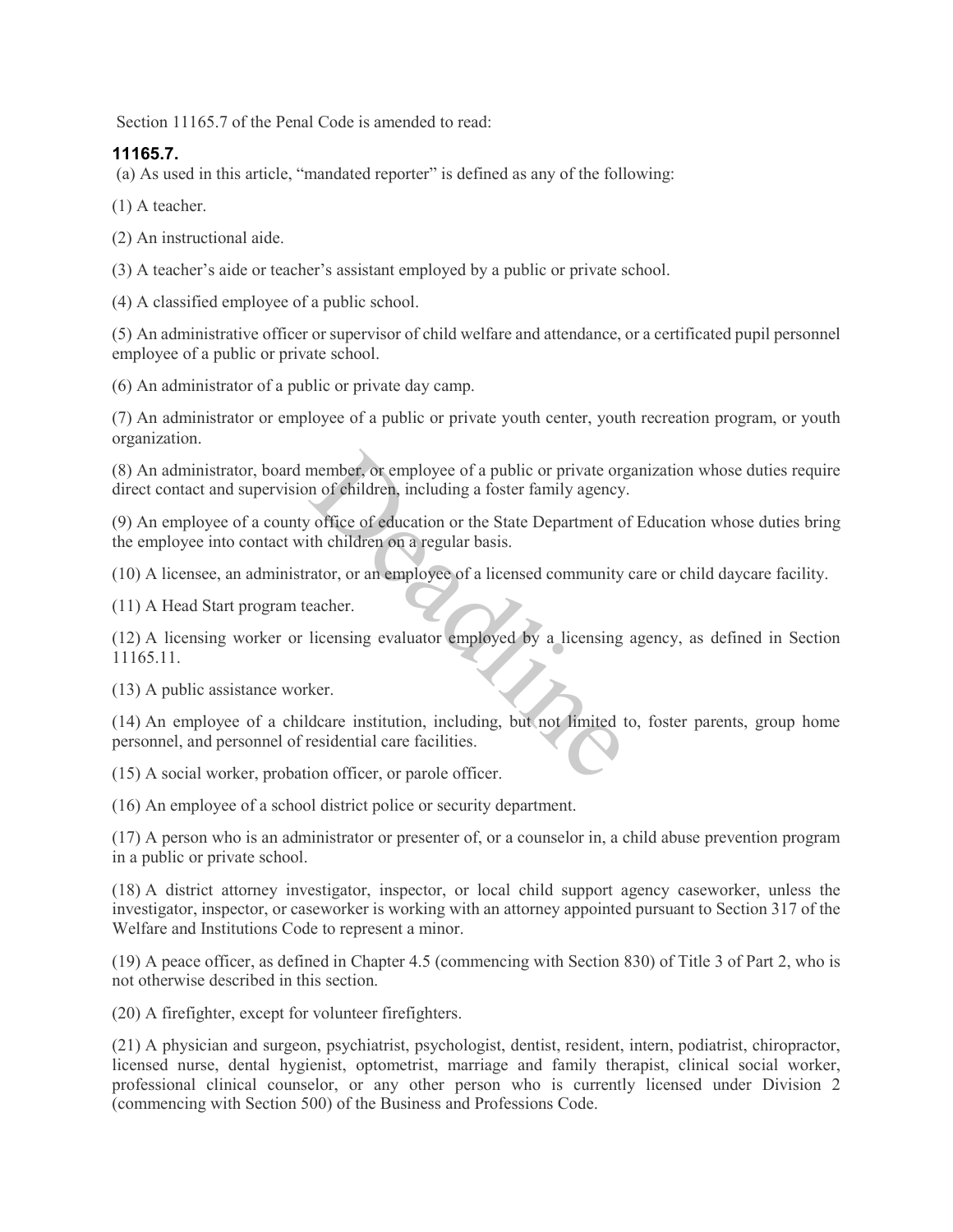Section 11165.7 of the Penal Code is amended to read:

**11165.7.**

(a) As used in this article, "mandated reporter" is defined as any of the following:

(1) A teacher.

(2) An instructional aide.

(3) A teacher's aide or teacher's assistant employed by a public or private school.

(4) A classified employee of a public school.

(5) An administrative officer or supervisor of child welfare and attendance, or a certificated pupil personnel employee of a public or private school.

(6) An administrator of a public or private day camp.

(7) An administrator or employee of a public or private youth center, youth recreation program, or youth organization.

(8) An administrator, board member, or employee of a public or private organization whose duties require direct contact and supervision of children, including a foster family agency.

(9) An employee of a county office of education or the State Department of Education whose duties bring the employee into contact with children on a regular basis.

(10) A licensee, an administrator, or an employee of a licensed community care or child daycare facility.

(11) A Head Start program teacher.

(12) A licensing worker or licensing evaluator employed by a licensing agency, as defined in Section 11165.11.

(13) A public assistance worker.

(14) An employee of a childcare institution, including, but not limited to, foster parents, group home personnel, and personnel of residential care facilities.

(15) A social worker, probation officer, or parole officer.

(16) An employee of a school district police or security department.

(17) A person who is an administrator or presenter of, or a counselor in, a child abuse prevention program in a public or private school.

(18) A district attorney investigator, inspector, or local child support agency caseworker, unless the investigator, inspector, or caseworker is working with an attorney appointed pursuant to Section 317 of the Welfare and Institutions Code to represent a minor.

(19) A peace officer, as defined in Chapter 4.5 (commencing with Section 830) of Title 3 of Part 2, who is not otherwise described in this section.

(20) A firefighter, except for volunteer firefighters.

(21) A physician and surgeon, psychiatrist, psychologist, dentist, resident, intern, podiatrist, chiropractor, licensed nurse, dental hygienist, optometrist, marriage and family therapist, clinical social worker, professional clinical counselor, or any other person who is currently licensed under Division 2 (commencing with Section 500) of the Business and Professions Code.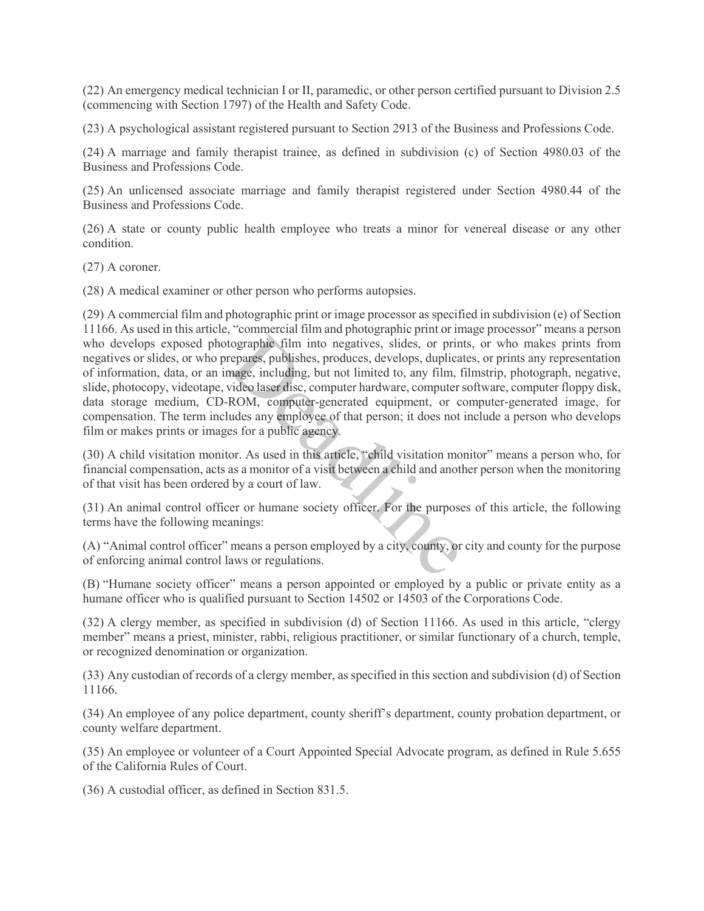(22) An emergency medical technician I or II, paramedic, or other person certified pursuant to Division 2.5 (commencing with Section 1797) of the Health and Safety Code.

(23) A psychological assistant registered pursuant to Section 2913 of the Business and Professions Code.

(24) A marriage and family therapist trainee, as defined in subdivision (c) of Section 4980.03 of the Business and Professions Code.

(25) An unlicensed associate marriage and family therapist registered under Section 4980.44 of the Business and Professions Code.

(26) A state or county public health employee who treats a minor for venereal disease or any other condition.

(27) A coroner.

(28) A medical examiner or other person who performs autopsies.

(29) A commercial film and photographic print or image processor as specified in subdivision (e) of Section 11166. As used in this article, "commercial film and photographic print or image processor" means a person who develops exposed photographic film into negatives, slides, or prints, or who makes prints from negatives or slides, or who prepares, publishes, produces, develops, duplicates, or prints any representation of information, data, or an image, including, but not limited to, any film, filmstrip, photograph, negative, slide, photocopy, videotape, video laser disc, computer hardware, computer software, computer floppy disk, data storage medium, CD-ROM, computer-generated equipment, or computer-generated image, for compensation. The term includes any employee of that person; it does not include a person who develops film or makes prints or images for a public agency.

(30) A child visitation monitor. As used in this article, "child visitation monitor" means a person who, for financial compensation, acts as a monitor of a visit between a child and another person when the monitoring of that visit has been ordered by a court of law.

(31) An animal control officer or humane society officer. For the purposes of this article, the following terms have the following meanings:

(A) "Animal control officer" means a person employed by a city, county, or city and county for the purpose of enforcing animal control laws or regulations.

(B) "Humane society officer" means a person appointed or employed by a public or private entity as a humane officer who is qualified pursuant to Section 14502 or 14503 of the Corporations Code.

(32) A clergy member, as specified in subdivision (d) of Section 11166. As used in this article, "clergy member" means a priest, minister, rabbi, religious practitioner, or similar functionary of a church, temple, or recognized denomination or organization.

(33) Any custodian of records of a clergy member, as specified in this section and subdivision (d) of Section 11166.

(34) An employee of any police department, county sheriff's department, county probation department, or county welfare department.

(35) An employee or volunteer of a Court Appointed Special Advocate program, as defined in Rule 5.655 of the California Rules of Court.

(36) A custodial officer, as defined in Section 831.5.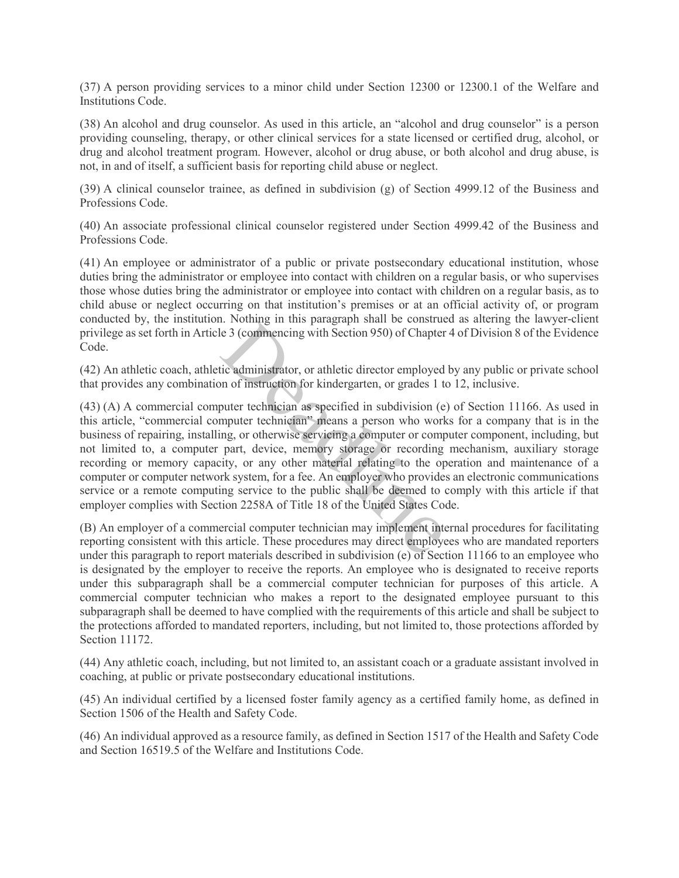(37) A person providing services to a minor child under Section 12300 or 12300.1 of the Welfare and Institutions Code.

(38) An alcohol and drug counselor. As used in this article, an "alcohol and drug counselor" is a person providing counseling, therapy, or other clinical services for a state licensed or certified drug, alcohol, or drug and alcohol treatment program. However, alcohol or drug abuse, or both alcohol and drug abuse, is not, in and of itself, a sufficient basis for reporting child abuse or neglect.

(39) A clinical counselor trainee, as defined in subdivision (g) of Section 4999.12 of the Business and Professions Code.

(40) An associate professional clinical counselor registered under Section 4999.42 of the Business and Professions Code.

(41) An employee or administrator of a public or private postsecondary educational institution, whose duties bring the administrator or employee into contact with children on a regular basis, or who supervises those whose duties bring the administrator or employee into contact with children on a regular basis, as to child abuse or neglect occurring on that institution's premises or at an official activity of, or program conducted by, the institution. Nothing in this paragraph shall be construed as altering the lawyer-client privilege as set forth in Article 3 (commencing with Section 950) of Chapter 4 of Division 8 of the Evidence Code.

(42) An athletic coach, athletic administrator, or athletic director employed by any public or private school that provides any combination of instruction for kindergarten, or grades 1 to 12, inclusive.

(43) (A) A commercial computer technician as specified in subdivision (e) of Section 11166. As used in this article, "commercial computer technician" means a person who works for a company that is in the business of repairing, installing, or otherwise servicing a computer or computer component, including, but not limited to, a computer part, device, memory storage or recording mechanism, auxiliary storage recording or memory capacity, or any other material relating to the operation and maintenance of a computer or computer network system, for a fee. An employer who provides an electronic communications service or a remote computing service to the public shall be deemed to comply with this article if that employer complies with Section 2258A of Title 18 of the United States Code.

(B) An employer of a commercial computer technician may implement internal procedures for facilitating reporting consistent with this article. These procedures may direct employees who are mandated reporters under this paragraph to report materials described in subdivision (e) of Section 11166 to an employee who is designated by the employer to receive the reports. An employee who is designated to receive reports under this subparagraph shall be a commercial computer technician for purposes of this article. A commercial computer technician who makes a report to the designated employee pursuant to this subparagraph shall be deemed to have complied with the requirements of this article and shall be subject to the protections afforded to mandated reporters, including, but not limited to, those protections afforded by Section 11172.

(44) Any athletic coach, including, but not limited to, an assistant coach or a graduate assistant involved in coaching, at public or private postsecondary educational institutions.

(45) An individual certified by a licensed foster family agency as a certified family home, as defined in Section 1506 of the Health and Safety Code.

(46) An individual approved as a resource family, as defined in Section 1517 of the Health and Safety Code and Section 16519.5 of the Welfare and Institutions Code.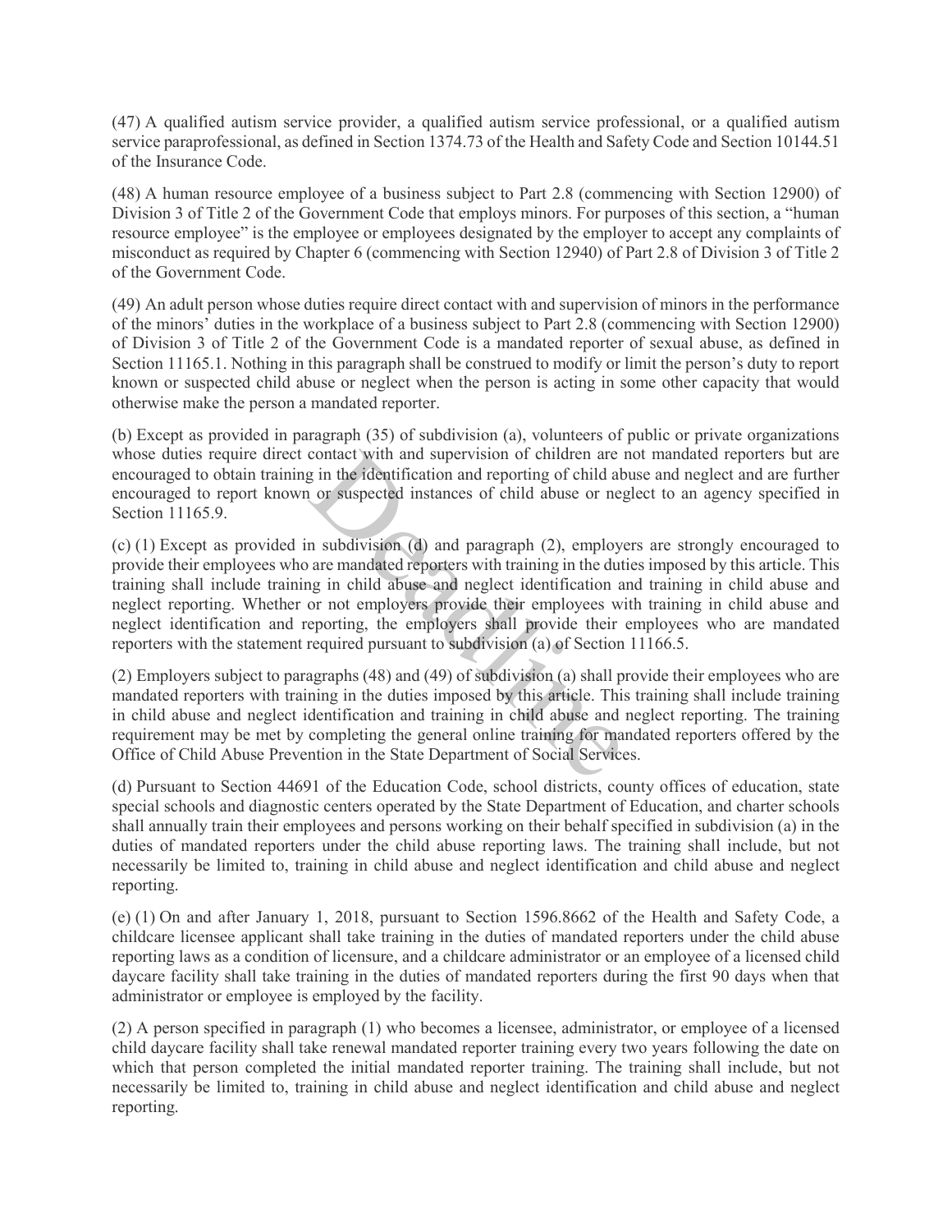(47) A qualified autism service provider, a qualified autism service professional, or a qualified autism service paraprofessional, as defined in Section 1374.73 of the Health and Safety Code and Section 10144.51 of the Insurance Code.

(48) A human resource employee of a business subject to Part 2.8 (commencing with Section 12900) of Division 3 of Title 2 of the Government Code that employs minors. For purposes of this section, a "human resource employee" is the employee or employees designated by the employer to accept any complaints of misconduct as required by Chapter 6 (commencing with Section 12940) of Part 2.8 of Division 3 of Title 2 of the Government Code.

(49) An adult person whose duties require direct contact with and supervision of minors in the performance of the minors' duties in the workplace of a business subject to Part 2.8 (commencing with Section 12900) of Division 3 of Title 2 of the Government Code is a mandated reporter of sexual abuse, as defined in Section 11165.1. Nothing in this paragraph shall be construed to modify or limit the person's duty to report known or suspected child abuse or neglect when the person is acting in some other capacity that would otherwise make the person a mandated reporter.

(b) Except as provided in paragraph (35) of subdivision (a), volunteers of public or private organizations whose duties require direct contact with and supervision of children are not mandated reporters but are encouraged to obtain training in the identification and reporting of child abuse and neglect and are further encouraged to report known or suspected instances of child abuse or neglect to an agency specified in Section 11165.9.

(c) (1) Except as provided in subdivision (d) and paragraph (2), employers are strongly encouraged to provide their employees who are mandated reporters with training in the duties imposed by this article. This training shall include training in child abuse and neglect identification and training in child abuse and neglect reporting. Whether or not employers provide their employees with training in child abuse and neglect identification and reporting, the employers shall provide their employees who are mandated reporters with the statement required pursuant to subdivision (a) of Section 11166.5.

(2) Employers subject to paragraphs (48) and (49) of subdivision (a) shall provide their employees who are mandated reporters with training in the duties imposed by this article. This training shall include training in child abuse and neglect identification and training in child abuse and neglect reporting. The training requirement may be met by completing the general online training for mandated reporters offered by the Office of Child Abuse Prevention in the State Department of Social Services.

(d) Pursuant to Section 44691 of the Education Code, school districts, county offices of education, state special schools and diagnostic centers operated by the State Department of Education, and charter schools shall annually train their employees and persons working on their behalf specified in subdivision (a) in the duties of mandated reporters under the child abuse reporting laws. The training shall include, but not necessarily be limited to, training in child abuse and neglect identification and child abuse and neglect reporting.

(e) (1) On and after January 1, 2018, pursuant to Section 1596.8662 of the Health and Safety Code, a childcare licensee applicant shall take training in the duties of mandated reporters under the child abuse reporting laws as a condition of licensure, and a childcare administrator or an employee of a licensed child daycare facility shall take training in the duties of mandated reporters during the first 90 days when that administrator or employee is employed by the facility.

(2) A person specified in paragraph (1) who becomes a licensee, administrator, or employee of a licensed child daycare facility shall take renewal mandated reporter training every two years following the date on which that person completed the initial mandated reporter training. The training shall include, but not necessarily be limited to, training in child abuse and neglect identification and child abuse and neglect reporting.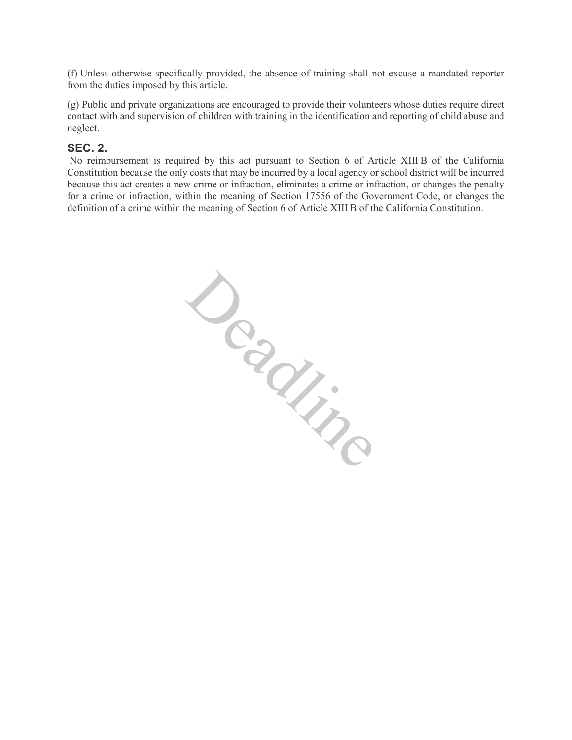(f) Unless otherwise specifically provided, the absence of training shall not excuse a mandated reporter from the duties imposed by this article.

(g) Public and private organizations are encouraged to provide their volunteers whose duties require direct contact with and supervision of children with training in the identification and reporting of child abuse and neglect.

## SEC. 2.

No reimbursement is required by this act pursuant to Section 6 of Article XIII B of the California Constitution because the only costs that may be incurred by a local agency or school district will be incurred because this act creates a new crime or infraction, eliminates a crime or infraction, or changes the penalty for a crime or infraction, within the meaning of Section 17556 of the Government Code, or changes the definition of a crime within the meaning of Section 6 of Article XIII B of the California Constitution.